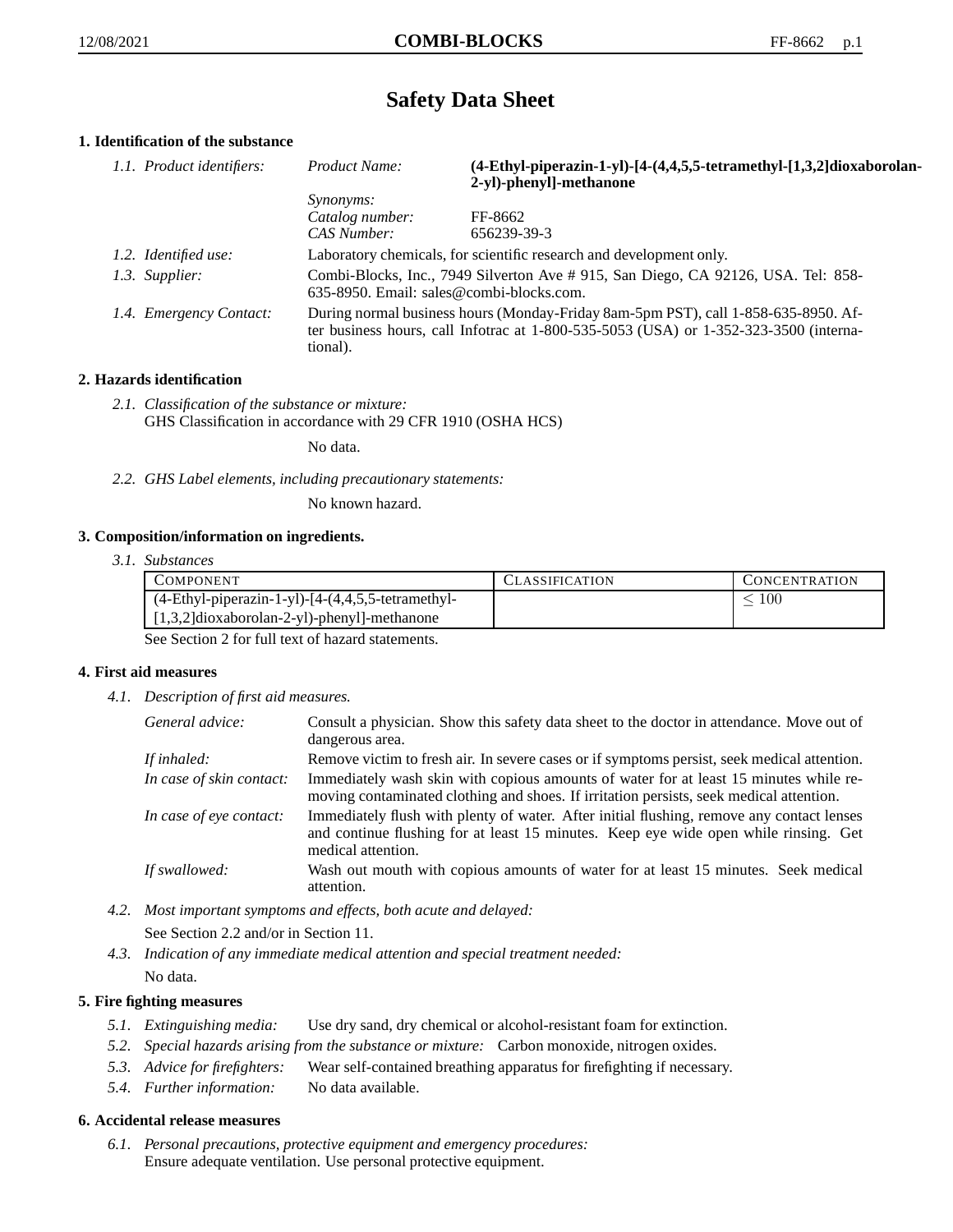# Safety Data Sheet

## 1. Identification of the substance

*1.1. Product identifiers:*

| | | |
|---|---|---|
| *Product Name:* | **(4-Ethyl-piperazin-1-yl)-[4-(4,4,5,5-tetramethyl-[1,3,2]dioxaborolan-2-yl)-phenyl]-methanone** |
| *Synonyms:* | |
| *Catalog number:* | FF-8662 |
| *CAS Number:* | 656239-39-3 |

*1.2. Identified use:* Laboratory chemicals, for scientific research and development only.

*1.3. Supplier:* Combi-Blocks, Inc., 7949 Silverton Ave # 915, San Diego, CA 92126, USA. Tel: 858-635-8950. Email: sales@combi-blocks.com.

*1.4. Emergency Contact:* During normal business hours (Monday-Friday 8am-5pm PST), call 1-858-635-8950. After business hours, call Infotrac at 1-800-535-5053 (USA) or 1-352-323-3500 (international).

## 2. Hazards identification

*2.1. Classification of the substance or mixture:*
GHS Classification in accordance with 29 CFR 1910 (OSHA HCS)

No data.

*2.2. GHS Label elements, including precautionary statements:*

No known hazard.

## 3. Composition/information on ingredients.

*3.1. Substances*

| Component | Classification | Concentration |
|---|---|---|
| (4-Ethyl-piperazin-1-yl)-[4-(4,4,5,5-tetramethyl-[1,3,2]dioxaborolan-2-yl)-phenyl]-methanone | | $\leq 100$ |

See Section 2 for full text of hazard statements.

## 4. First aid measures

*4.1. Description of first aid measures.*

*General advice:* Consult a physician. Show this safety data sheet to the doctor in attendance. Move out of dangerous area.

*If inhaled:* Remove victim to fresh air. In severe cases or if symptoms persist, seek medical attention.

*In case of skin contact:* Immediately wash skin with copious amounts of water for at least 15 minutes while removing contaminated clothing and shoes. If irritation persists, seek medical attention.

*In case of eye contact:* Immediately flush with plenty of water. After initial flushing, remove any contact lenses and continue flushing for at least 15 minutes. Keep eye wide open while rinsing. Get medical attention.

*If swallowed:* Wash out mouth with copious amounts of water for at least 15 minutes. Seek medical attention.

*4.2. Most important symptoms and effects, both acute and delayed:*
See Section 2.2 and/or in Section 11.

*4.3. Indication of any immediate medical attention and special treatment needed:*
No data.

## 5. Fire fighting measures

*5.1. Extinguishing media:* Use dry sand, dry chemical or alcohol-resistant foam for extinction.

*5.2. Special hazards arising from the substance or mixture:* Carbon monoxide, nitrogen oxides.

*5.3. Advice for firefighters:* Wear self-contained breathing apparatus for firefighting if necessary.

*5.4. Further information:* No data available.

## 6. Accidental release measures

*6.1. Personal precautions, protective equipment and emergency procedures:*
Ensure adequate ventilation. Use personal protective equipment.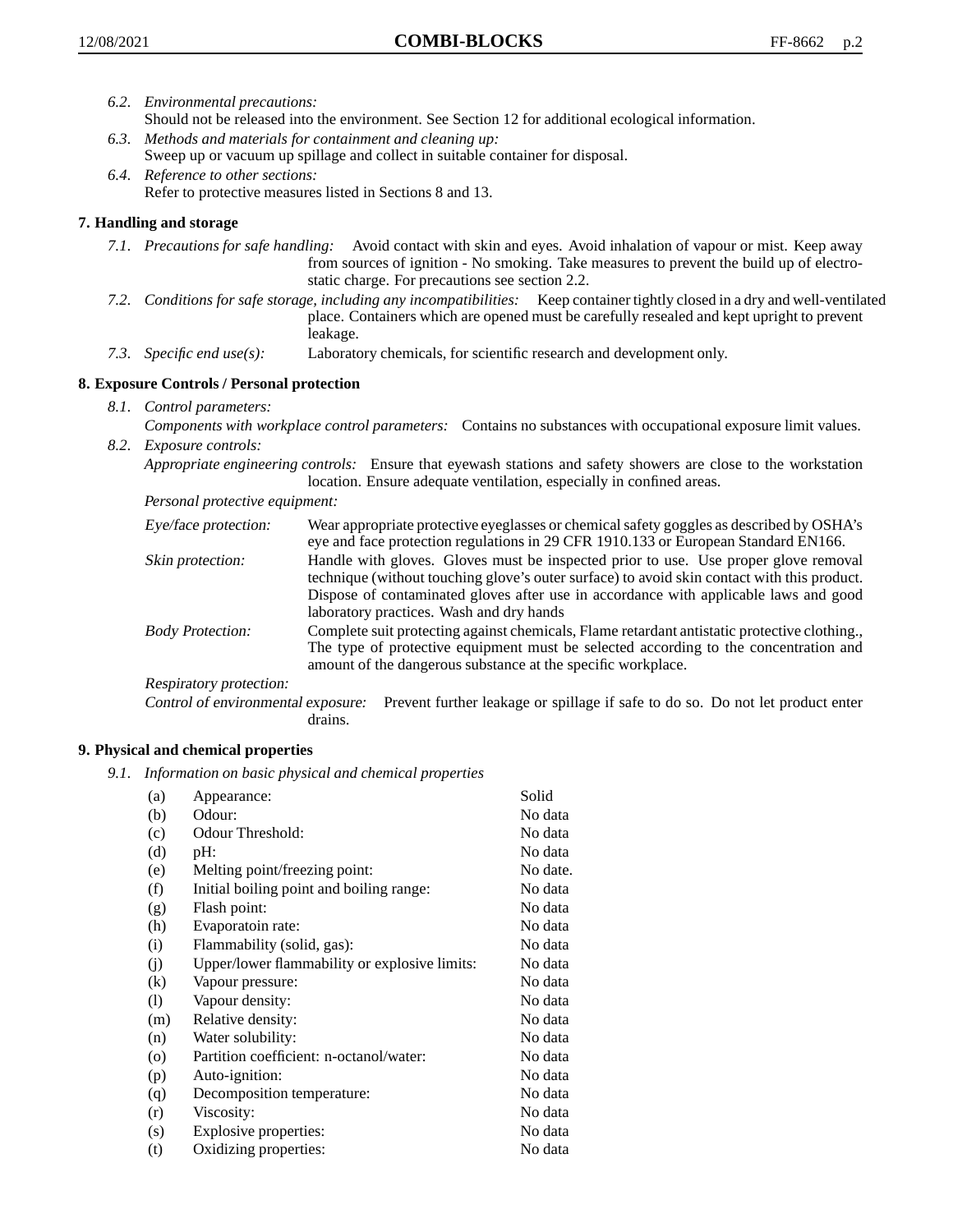6.2. *Environmental precautions:*
Should not be released into the environment. See Section 12 for additional ecological information.

6.3. *Methods and materials for containment and cleaning up:*
Sweep up or vacuum up spillage and collect in suitable container for disposal.

6.4. *Reference to other sections:*
Refer to protective measures listed in Sections 8 and 13.

## 7. Handling and storage

7.1. *Precautions for safe handling:* Avoid contact with skin and eyes. Avoid inhalation of vapour or mist. Keep away from sources of ignition - No smoking. Take measures to prevent the build up of electrostatic charge. For precautions see section 2.2.

7.2. *Conditions for safe storage, including any incompatibilities:* Keep container tightly closed in a dry and well-ventilated place. Containers which are opened must be carefully resealed and kept upright to prevent leakage.

7.3. *Specific end use(s):* Laboratory chemicals, for scientific research and development only.

## 8. Exposure Controls / Personal protection

8.1. *Control parameters:*
*Components with workplace control parameters:* Contains no substances with occupational exposure limit values.

8.2. *Exposure controls:*
*Appropriate engineering controls:* Ensure that eyewash stations and safety showers are close to the workstation location. Ensure adequate ventilation, especially in confined areas.

*Personal protective equipment:*

*Eye/face protection:* Wear appropriate protective eyeglasses or chemical safety goggles as described by OSHA's eye and face protection regulations in 29 CFR 1910.133 or European Standard EN166.

*Skin protection:* Handle with gloves. Gloves must be inspected prior to use. Use proper glove removal technique (without touching glove's outer surface) to avoid skin contact with this product. Dispose of contaminated gloves after use in accordance with applicable laws and good laboratory practices. Wash and dry hands

*Body Protection:* Complete suit protecting against chemicals, Flame retardant antistatic protective clothing., The type of protective equipment must be selected according to the concentration and amount of the dangerous substance at the specific workplace.

*Respiratory protection:*

*Control of environmental exposure:* Prevent further leakage or spillage if safe to do so. Do not let product enter drains.

## 9. Physical and chemical properties

9.1. *Information on basic physical and chemical properties*

| | | |
|---|---|---|
| (a) | Appearance: | Solid |
| (b) | Odour: | No data |
| (c) | Odour Threshold: | No data |
| (d) | pH: | No data |
| (e) | Melting point/freezing point: | No date. |
| (f) | Initial boiling point and boiling range: | No data |
| (g) | Flash point: | No data |
| (h) | Evaporatoin rate: | No data |
| (i) | Flammability (solid, gas): | No data |
| (j) | Upper/lower flammability or explosive limits: | No data |
| (k) | Vapour pressure: | No data |
| (l) | Vapour density: | No data |
| (m) | Relative density: | No data |
| (n) | Water solubility: | No data |
| (o) | Partition coefficient: n-octanol/water: | No data |
| (p) | Auto-ignition: | No data |
| (q) | Decomposition temperature: | No data |
| (r) | Viscosity: | No data |
| (s) | Explosive properties: | No data |
| (t) | Oxidizing properties: | No data |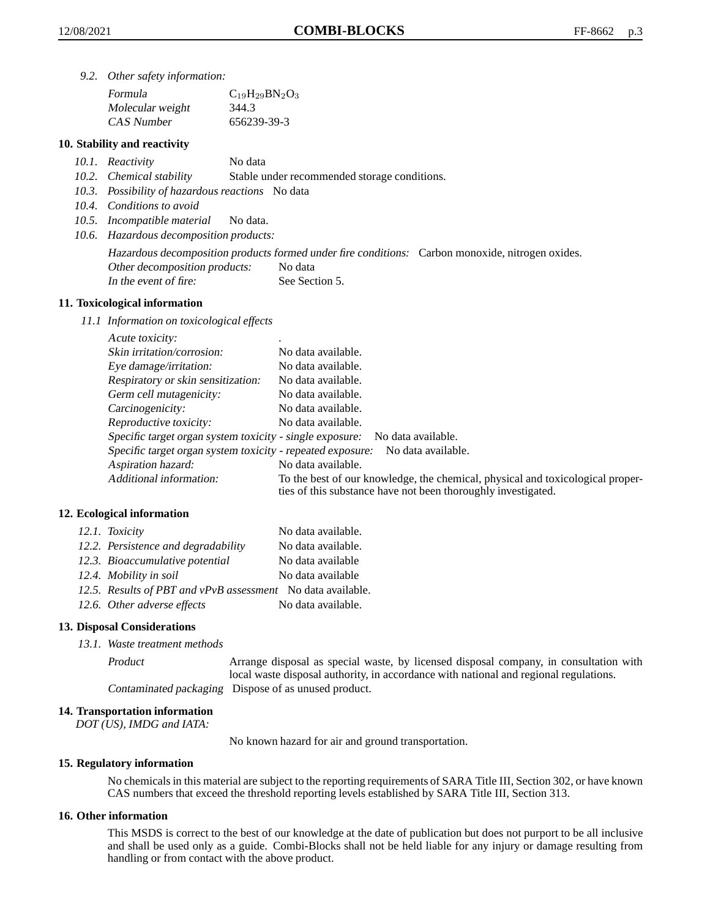*9.2. Other safety information:*

| | |
|---|---|
| *Formula* | $C_{19}H_{29}BN_2O_3$ |
| *Molecular weight* | 344.3 |
| *CAS Number* | 656239-39-3 |

### 10. Stability and reactivity

*10.1. Reactivity* No data

*10.2. Chemical stability* Stable under recommended storage conditions.

*10.3. Possibility of hazardous reactions* No data

*10.4. Conditions to avoid*

*10.5. Incompatible material* No data.

*10.6. Hazardous decomposition products:*

*Hazardous decomposition products formed under fire conditions:* Carbon monoxide, nitrogen oxides.

*Other decomposition products:* No data

*In the event of fire:* See Section 5.

### 11. Toxicological information

*11.1 Information on toxicological effects*

| | |
|---|---|
| *Acute toxicity:* | . |
| *Skin irritation/corrosion:* | No data available. |
| *Eye damage/irritation:* | No data available. |
| *Respiratory or skin sensitization:* | No data available. |
| *Germ cell mutagenicity:* | No data available. |
| *Carcinogenicity:* | No data available. |
| *Reproductive toxicity:* | No data available. |
| *Specific target organ system toxicity - single exposure:* | No data available. |
| *Specific target organ system toxicity - repeated exposure:* | No data available. |
| *Aspiration hazard:* | No data available. |
| *Additional information:* | To the best of our knowledge, the chemical, physical and toxicological properties of this substance have not been thoroughly investigated. |

### 12. Ecological information

| | |
|---|---|
| *12.1. Toxicity* | No data available. |
| *12.2. Persistence and degradability* | No data available. |
| *12.3. Bioaccumulative potential* | No data available |
| *12.4. Mobility in soil* | No data available |
| *12.5. Results of PBT and vPvB assessment* | No data available. |
| *12.6. Other adverse effects* | No data available. |

### 13. Disposal Considerations

*13.1. Waste treatment methods*

*Product* Arrange disposal as special waste, by licensed disposal company, in consultation with local waste disposal authority, in accordance with national and regional regulations.

*Contaminated packaging* Dispose of as unused product.

### 14. Transportation information

*DOT (US), IMDG and IATA:*

No known hazard for air and ground transportation.

### 15. Regulatory information

No chemicals in this material are subject to the reporting requirements of SARA Title III, Section 302, or have known CAS numbers that exceed the threshold reporting levels established by SARA Title III, Section 313.

### 16. Other information

This MSDS is correct to the best of our knowledge at the date of publication but does not purport to be all inclusive and shall be used only as a guide. Combi-Blocks shall not be held liable for any injury or damage resulting from handling or from contact with the above product.